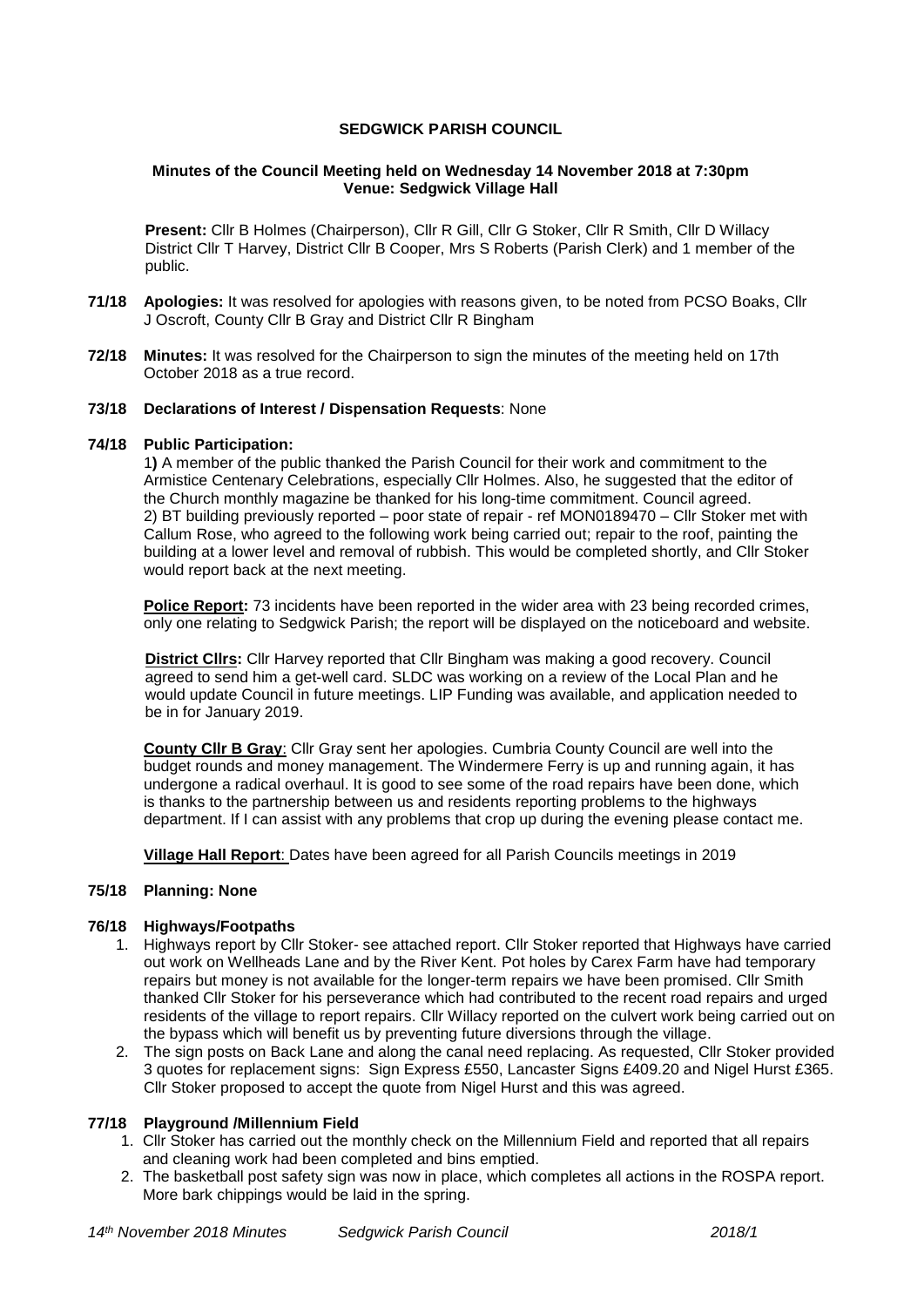# SEDGWICK PARISH COUNCIL

**Minutes of the Council Meeting held on Wednesday 14 November 2018 at 7:30pm**
**Venue: Sedgwick Village Hall**

**Present:** Cllr B Holmes (Chairperson), Cllr R Gill, Cllr G Stoker, Cllr R Smith, Cllr D Willacy District Cllr T Harvey, District Cllr B Cooper, Mrs S Roberts (Parish Clerk) and 1 member of the public.

**71/18 Apologies:** It was resolved for apologies with reasons given, to be noted from PCSO Boaks, Cllr J Oscroft, County Cllr B Gray and District Cllr R Bingham

**72/18 Minutes:** It was resolved for the Chairperson to sign the minutes of the meeting held on 17th October 2018 as a true record.

**73/18 Declarations of Interest / Dispensation Requests**: None

**74/18 Public Participation:**

1**)** A member of the public thanked the Parish Council for their work and commitment to the Armistice Centenary Celebrations, especially Cllr Holmes. Also, he suggested that the editor of the Church monthly magazine be thanked for his long-time commitment. Council agreed.
2) BT building previously reported – poor state of repair - ref MON0189470 – Cllr Stoker met with Callum Rose, who agreed to the following work being carried out; repair to the roof, painting the building at a lower level and removal of rubbish. This would be completed shortly, and Cllr Stoker would report back at the next meeting.

**Police Report:** 73 incidents have been reported in the wider area with 23 being recorded crimes, only one relating to Sedgwick Parish; the report will be displayed on the noticeboard and website.

**District Cllrs:** Cllr Harvey reported that Cllr Bingham was making a good recovery. Council agreed to send him a get-well card. SLDC was working on a review of the Local Plan and he would update Council in future meetings. LIP Funding was available, and application needed to be in for January 2019.

**County Cllr B Gray**: Cllr Gray sent her apologies. Cumbria County Council are well into the budget rounds and money management. The Windermere Ferry is up and running again, it has undergone a radical overhaul. It is good to see some of the road repairs have been done, which is thanks to the partnership between us and residents reporting problems to the highways department. If I can assist with any problems that crop up during the evening please contact me.

**Village Hall Report**: Dates have been agreed for all Parish Councils meetings in 2019

**75/18 Planning: None**

**76/18 Highways/Footpaths**

1. Highways report by Cllr Stoker- see attached report. Cllr Stoker reported that Highways have carried out work on Wellheads Lane and by the River Kent. Pot holes by Carex Farm have had temporary repairs but money is not available for the longer-term repairs we have been promised. Cllr Smith thanked Cllr Stoker for his perseverance which had contributed to the recent road repairs and urged residents of the village to report repairs. Cllr Willacy reported on the culvert work being carried out on the bypass which will benefit us by preventing future diversions through the village.
2. The sign posts on Back Lane and along the canal need replacing. As requested, Cllr Stoker provided 3 quotes for replacement signs: Sign Express £550, Lancaster Signs £409.20 and Nigel Hurst £365. Cllr Stoker proposed to accept the quote from Nigel Hurst and this was agreed.

**77/18 Playground /Millennium Field**

1. Cllr Stoker has carried out the monthly check on the Millennium Field and reported that all repairs and cleaning work had been completed and bins emptied.
2. The basketball post safety sign was now in place, which completes all actions in the ROSPA report. More bark chippings would be laid in the spring.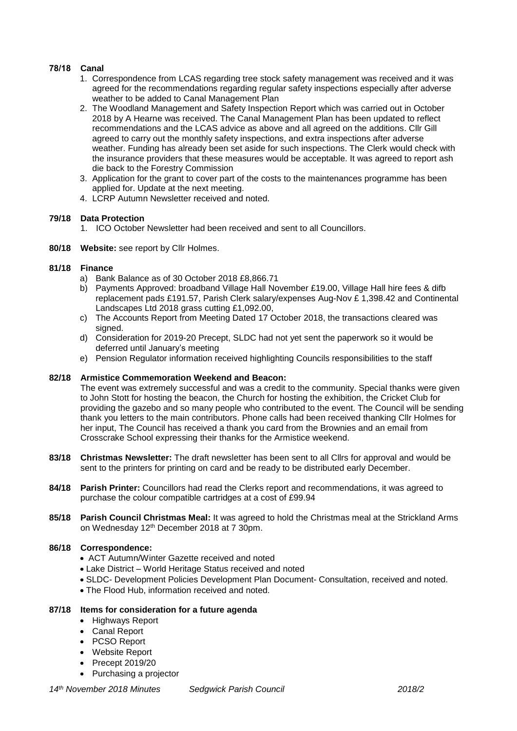**78/18 Canal**

1. Correspondence from LCAS regarding tree stock safety management was received and it was agreed for the recommendations regarding regular safety inspections especially after adverse weather to be added to Canal Management Plan
2. The Woodland Management and Safety Inspection Report which was carried out in October 2018 by A Hearne was received. The Canal Management Plan has been updated to reflect recommendations and the LCAS advice as above and all agreed on the additions. Cllr Gill agreed to carry out the monthly safety inspections, and extra inspections after adverse weather. Funding has already been set aside for such inspections. The Clerk would check with the insurance providers that these measures would be acceptable. It was agreed to report ash die back to the Forestry Commission
3. Application for the grant to cover part of the costs to the maintenances programme has been applied for. Update at the next meeting.
4. LCRP Autumn Newsletter received and noted.

**79/18 Data Protection**

1. ICO October Newsletter had been received and sent to all Councillors.

**80/18 Website:** see report by Cllr Holmes.

**81/18 Finance**

a) Bank Balance as of 30 October 2018 £8,866.71
b) Payments Approved: broadband Village Hall November £19.00, Village Hall hire fees & difb replacement pads £191.57, Parish Clerk salary/expenses Aug-Nov £ 1,398.42 and Continental Landscapes Ltd 2018 grass cutting £1,092.00,
c) The Accounts Report from Meeting Dated 17 October 2018, the transactions cleared was signed.
d) Consideration for 2019-20 Precept, SLDC had not yet sent the paperwork so it would be deferred until January's meeting
e) Pension Regulator information received highlighting Councils responsibilities to the staff

**82/18 Armistice Commemoration Weekend and Beacon:**

The event was extremely successful and was a credit to the community. Special thanks were given to John Stott for hosting the beacon, the Church for hosting the exhibition, the Cricket Club for providing the gazebo and so many people who contributed to the event. The Council will be sending thank you letters to the main contributors. Phone calls had been received thanking Cllr Holmes for her input, The Council has received a thank you card from the Brownies and an email from Crosscrake School expressing their thanks for the Armistice weekend.

**83/18 Christmas Newsletter:** The draft newsletter has been sent to all Cllrs for approval and would be sent to the printers for printing on card and be ready to be distributed early December.

**84/18 Parish Printer:** Councillors had read the Clerks report and recommendations, it was agreed to purchase the colour compatible cartridges at a cost of £99.94

**85/18 Parish Council Christmas Meal:** It was agreed to hold the Christmas meal at the Strickland Arms on Wednesday 12th December 2018 at 7 30pm.

**86/18 Correspondence:**

- ACT Autumn/Winter Gazette received and noted
- Lake District – World Heritage Status received and noted
- SLDC- Development Policies Development Plan Document- Consultation, received and noted.
- The Flood Hub, information received and noted.

**87/18 Items for consideration for a future agenda**

- Highways Report
- Canal Report
- PCSO Report
- Website Report
- Precept 2019/20
- Purchasing a projector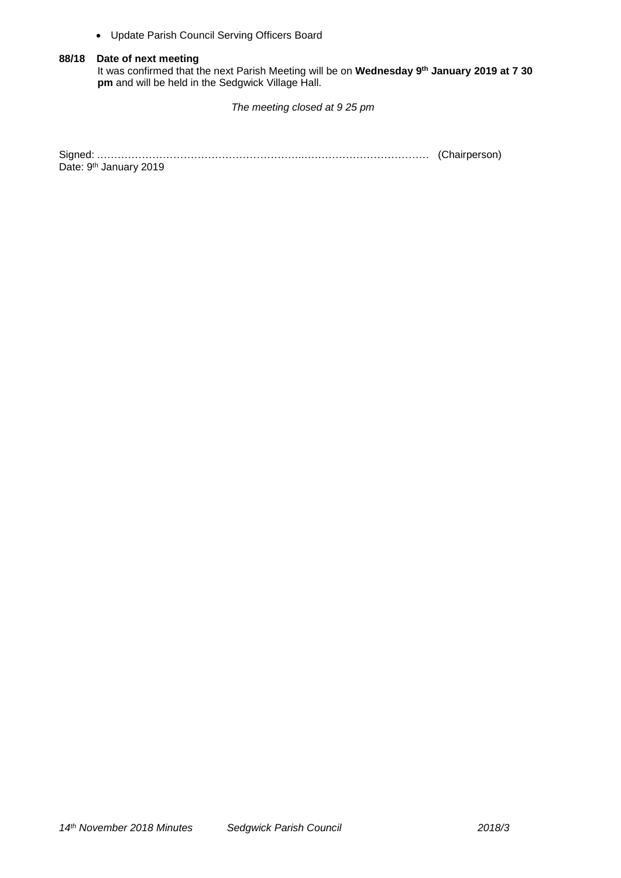- Update Parish Council Serving Officers Board

**88/18 Date of next meeting**

It was confirmed that the next Parish Meeting will be on **Wednesday 9th January 2019 at 7 30 pm** and will be held in the Sedgwick Village Hall.

*The meeting closed at 9 25 pm*

Signed: …………………………………………………..……………………………… (Chairperson)
Date: 9th January 2019